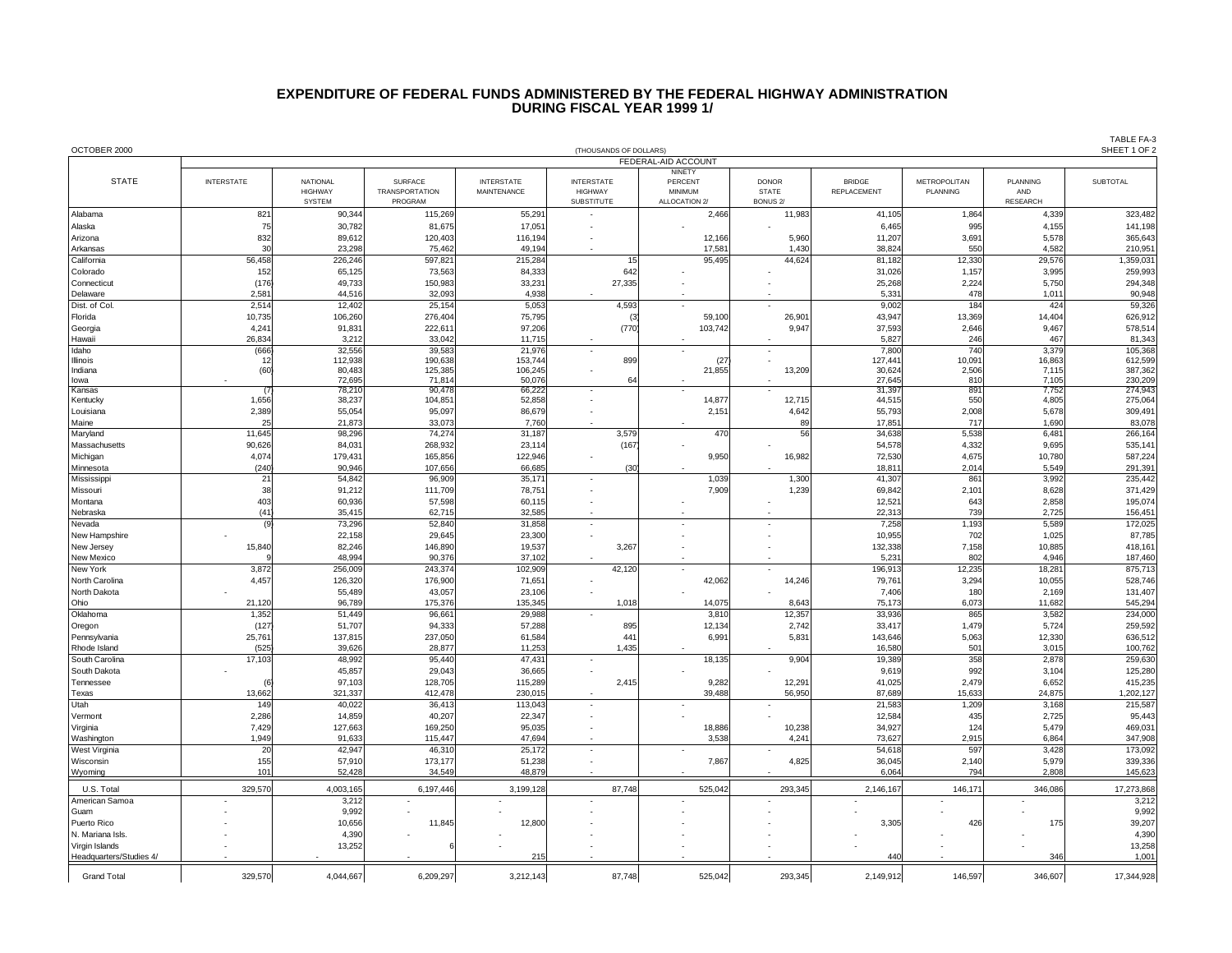# EXPENDITURE OF FEDERAL FUNDS ADMINISTERED BY THE FEDERAL HIGHWAY ADMINISTRATION DURING FISCAL YEAR 1999 1/

OCTOBER 2000

(THOUSANDS OF DOLLARS)

TABLE FA-3
SHEET 1 OF 2

| STATE | FEDERAL-AID ACCOUNT | | | | | | | | | | |
|---|---|---|---|---|---|---|---|---|---|---|---|
| | INTERSTATE | NATIONAL HIGHWAY SYSTEM | SURFACE TRANSPORTATION PROGRAM | INTERSTATE MAINTENANCE | INTERSTATE HIGHWAY SUBSTITUTE | NINETY PERCENT MINIMUM ALLOCATION 2/ | DONOR STATE BONUS 2/ | BRIDGE REPLACEMENT | METROPOLITAN PLANNING | PLANNING AND RESEARCH | SUBTOTAL |
| Alabama | 821 | 90,344 | 115,269 | 55,291 | - | 2,466 | 11,983 | 41,105 | 1,864 | 4,339 | 323,482 |
| Alaska | 75 | 30,782 | 81,675 | 17,051 | - | - | - | 6,465 | 995 | 4,155 | 141,198 |
| Arizona | 832 | 89,612 | 120,403 | 116,194 | - | 12,166 | 5,960 | 11,207 | 3,691 | 5,578 | 365,643 |
| Arkansas | 30 | 23,298 | 75,462 | 49,194 | - | 17,581 | 1,430 | 38,824 | 550 | 4,582 | 210,951 |
| California | 56,458 | 226,246 | 597,821 | 215,284 | 15 | 95,495 | 44,624 | 81,182 | 12,330 | 29,576 | 1,359,031 |
| Colorado | 152 | 65,125 | 73,563 | 84,333 | 642 | - | - | 31,026 | 1,157 | 3,995 | 259,993 |
| Connecticut | (176) | 49,733 | 150,983 | 33,231 | 27,335 | - | - | 25,268 | 2,224 | 5,750 | 294,348 |
| Delaware | 2,581 | 44,516 | 32,093 | 4,938 | - | - | - | 5,331 | 478 | 1,011 | 90,948 |
| Dist. of Col. | 2,514 | 12,402 | 25,154 | 5,053 | 4,593 | - | - | 9,002 | 184 | 424 | 59,326 |
| Florida | 10,735 | 106,260 | 276,404 | 75,795 | (3) | 59,100 | 26,901 | 43,947 | 13,369 | 14,404 | 626,912 |
| Georgia | 4,241 | 91,831 | 222,611 | 97,206 | (770) | 103,742 | 9,947 | 37,593 | 2,646 | 9,467 | 578,514 |
| Hawaii | 26,834 | 3,212 | 33,042 | 11,715 | - | - | - | 5,827 | 246 | 467 | 81,343 |
| Idaho | (666) | 32,556 | 39,583 | 21,976 | - | - | - | 7,800 | 740 | 3,379 | 105,368 |
| Illinois | 12 | 112,938 | 190,638 | 153,744 | 899 | (27) | - | 127,441 | 10,091 | 16,863 | 612,599 |
| Indiana | (60) | 80,483 | 125,385 | 106,245 | - | 21,855 | 13,209 | 30,624 | 2,506 | 7,115 | 387,362 |
| Iowa | - | 72,695 | 71,814 | 50,076 | 64 | - | - | 27,645 | 810 | 7,105 | 230,209 |
| Kansas | (7) | 78,210 | 90,478 | 66,222 | - | - | - | 31,397 | 891 | 7,752 | 274,943 |
| Kentucky | 1,656 | 38,237 | 104,851 | 52,858 | - | 14,877 | 12,715 | 44,515 | 550 | 4,805 | 275,064 |
| Louisiana | 2,389 | 55,054 | 95,097 | 86,679 | - | 2,151 | 4,642 | 55,793 | 2,008 | 5,678 | 309,491 |
| Maine | 25 | 21,873 | 33,073 | 7,760 | - | - | 89 | 17,851 | 717 | 1,690 | 83,078 |
| Maryland | 11,645 | 98,296 | 74,274 | 31,187 | 3,579 | 470 | 56 | 34,638 | 5,538 | 6,481 | 266,164 |
| Massachusetts | 90,626 | 84,031 | 268,932 | 23,114 | (167) | - | - | 54,578 | 4,332 | 9,695 | 535,141 |
| Michigan | 4,074 | 179,431 | 165,856 | 122,946 | - | 9,950 | 16,982 | 72,530 | 4,675 | 10,780 | 587,224 |
| Minnesota | (240) | 90,946 | 107,656 | 66,685 | (30) | - | - | 18,811 | 2,014 | 5,549 | 291,391 |
| Mississippi | 21 | 54,842 | 96,909 | 35,171 | - | 1,039 | 1,300 | 41,307 | 861 | 3,992 | 235,442 |
| Missouri | 38 | 91,212 | 111,709 | 78,751 | - | 7,909 | 1,239 | 69,842 | 2,101 | 8,628 | 371,429 |
| Montana | 403 | 60,936 | 57,598 | 60,115 | - | - | - | 12,521 | 643 | 2,858 | 195,074 |
| Nebraska | (41) | 35,415 | 62,715 | 32,585 | - | - | - | 22,313 | 739 | 2,725 | 156,451 |
| Nevada | (9) | 73,296 | 52,840 | 31,858 | - | - | - | 7,258 | 1,193 | 5,589 | 172,025 |
| New Hampshire | - | 22,158 | 29,645 | 23,300 | - | - | - | 10,955 | 702 | 1,025 | 87,785 |
| New Jersey | 15,840 | 82,246 | 146,890 | 19,537 | 3,267 | - | - | 132,338 | 7,158 | 10,885 | 418,161 |
| New Mexico | 9 | 48,994 | 90,376 | 37,102 | - | - | - | 5,231 | 802 | 4,946 | 187,460 |
| New York | 3,872 | 256,009 | 243,374 | 102,909 | 42,120 | - | - | 196,913 | 12,235 | 18,281 | 875,713 |
| North Carolina | 4,457 | 126,320 | 176,900 | 71,651 | - | 42,062 | 14,246 | 79,761 | 3,294 | 10,055 | 528,746 |
| North Dakota | - | 55,489 | 43,057 | 23,106 | - | - | - | 7,406 | 180 | 2,169 | 131,407 |
| Ohio | 21,120 | 96,789 | 175,376 | 135,345 | 1,018 | 14,075 | 8,643 | 75,173 | 6,073 | 11,682 | 545,294 |
| Oklahoma | 1,352 | 51,449 | 96,661 | 29,988 | - | 3,810 | 12,357 | 33,936 | 865 | 3,582 | 234,000 |
| Oregon | (127) | 51,707 | 94,333 | 57,288 | 895 | 12,134 | 2,742 | 33,417 | 1,479 | 5,724 | 259,592 |
| Pennsylvania | 25,761 | 137,815 | 237,050 | 61,584 | 441 | 6,991 | 5,831 | 143,646 | 5,063 | 12,330 | 636,512 |
| Rhode Island | (525) | 39,626 | 28,877 | 11,253 | 1,435 | - | - | 16,580 | 501 | 3,015 | 100,762 |
| South Carolina | 17,103 | 48,992 | 95,440 | 47,431 | - | 18,135 | 9,904 | 19,389 | 358 | 2,878 | 259,630 |
| South Dakota | - | 45,857 | 29,043 | 36,665 | - | - | - | 9,619 | 992 | 3,104 | 125,280 |
| Tennessee | (6) | 97,103 | 128,705 | 115,289 | 2,415 | 9,282 | 12,291 | 41,025 | 2,479 | 6,652 | 415,235 |
| Texas | 13,662 | 321,337 | 412,478 | 230,015 | - | 39,488 | 56,950 | 87,689 | 15,633 | 24,875 | 1,202,127 |
| Utah | 149 | 40,022 | 36,413 | 113,043 | - | - | - | 21,583 | 1,209 | 3,168 | 215,587 |
| Vermont | 2,286 | 14,859 | 40,207 | 22,347 | - | - | - | 12,584 | 435 | 2,725 | 95,443 |
| Virginia | 7,429 | 127,663 | 169,250 | 95,035 | - | 18,886 | 10,238 | 34,927 | 124 | 5,479 | 469,031 |
| Washington | 1,949 | 91,633 | 115,447 | 47,694 | - | 3,538 | 4,241 | 73,627 | 2,915 | 6,864 | 347,908 |
| West Virginia | 20 | 42,947 | 46,310 | 25,172 | - | - | - | 54,618 | 597 | 3,428 | 173,092 |
| Wisconsin | 155 | 57,910 | 173,177 | 51,238 | - | 7,867 | 4,825 | 36,045 | 2,140 | 5,979 | 339,336 |
| Wyoming | 101 | 52,428 | 34,549 | 48,879 | - | - | - | 6,064 | 794 | 2,808 | 145,623 |
| U.S. Total | 329,570 | 4,003,165 | 6,197,446 | 3,199,128 | 87,748 | 525,042 | 293,345 | 2,146,167 | 146,171 | 346,086 | 17,273,868 |
| American Samoa | - | 3,212 | - | - | - | - | - | - | - | - | 3,212 |
| Guam | - | 9,992 | - | - | - | - | - | - | - | - | 9,992 |
| Puerto Rico | - | 10,656 | 11,845 | 12,800 | - | - | - | 3,305 | 426 | 175 | 39,207 |
| N. Mariana Isls. | - | 4,390 | - | - | - | - | - | - | - | - | 4,390 |
| Virgin Islands | - | 13,252 | 6 | - | - | - | - | - | - | - | 13,258 |
| Headquarters/Studies 4/ | - | - | - | 215 | - | - | - | 440 | - | 346 | 1,001 |
| Grand Total | 329,570 | 4,044,667 | 6,209,297 | 3,212,143 | 87,748 | 525,042 | 293,345 | 2,149,912 | 146,597 | 346,607 | 17,344,928 |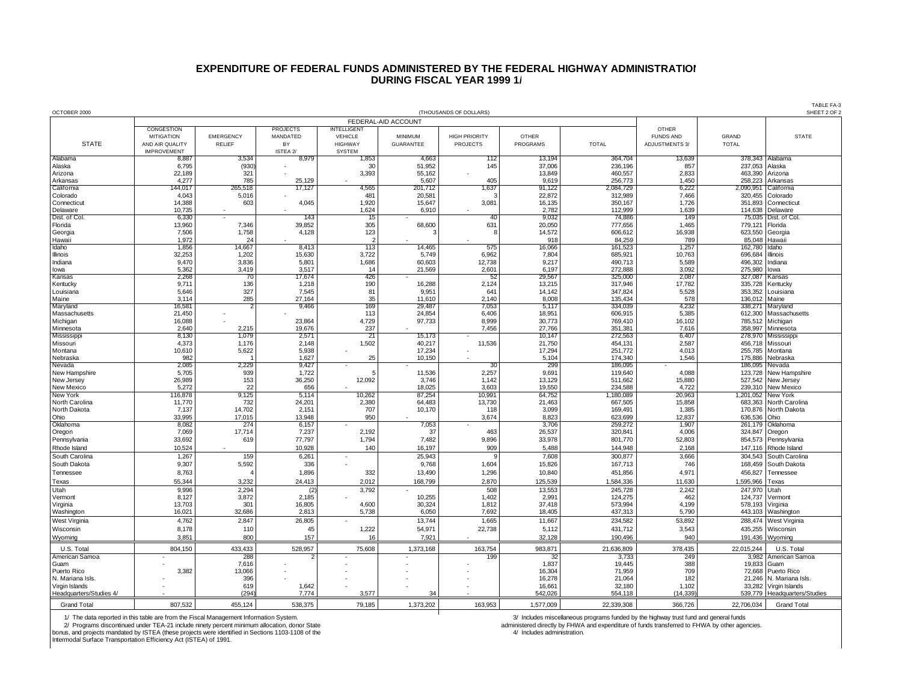# EXPENDITURE OF FEDERAL FUNDS ADMINISTERED BY THE FEDERAL HIGHWAY ADMINISTRATION DURING FISCAL YEAR 1999 1/

OCTOBER 2000

(THOUSANDS OF DOLLARS)

TABLE FA-3
SHEET 2 OF 2

| STATE | FEDERAL-AID ACCOUNT | | | | | | | | OTHER FUNDS AND ADJUSTMENTS 3/ | GRAND TOTAL | STATE |
|---|---|---|---|---|---|---|---|---|---|---|---|
| | CONGESTION MITIGATION AND AIR QUALITY IMPROVEMENT | EMERGENCY RELIEF | PROJECTS MANDATED BY ISTEA 2/ | INTELLIGENT VEHICLE HIGHWAY SYSTEM | MINIMUM GUARANTEE | HIGH PRIORITY PROJECTS | OTHER PROGRAMS | TOTAL | | | |
| Alabama | 8,887 | 3,534 | 8,979 | 1,853 | 4,663 | 112 | 13,194 | 364,704 | 13,639 | 378,343 | Alabama |
| Alaska | 6,795 | (930) | - | 30 | 51,952 | 145 | 37,006 | 236,196 | 857 | 237,053 | Alaska |
| Arizona | 22,189 | 321 | - | 3,393 | 55,162 | - | 13,849 | 460,557 | 2,833 | 463,390 | Arizona |
| Arkansas | 4,277 | 785 | 25,129 | - | 5,607 | 405 | 9,619 | 256,773 | 1,450 | 258,223 | Arkansas |
| California | 144,017 | 265,518 | 17,127 | 4,565 | 201,712 | 1,637 | 91,122 | 2,084,729 | 6,222 | 2,090,951 | California |
| Colorado | 4,043 | 5,016 | - | 481 | 20,581 | 3 | 22,872 | 312,989 | 7,466 | 320,455 | Colorado |
| Connecticut | 14,388 | 603 | 4,045 | 1,920 | 15,647 | 3,081 | 16,135 | 350,167 | 1,726 | 351,893 | Connecticut |
| Delaware | 10,735 | - | - | 1,624 | 6,910 | - | 2,782 | 112,999 | 1,639 | 114,638 | Delaware |
| Dist. of Col. | 6,330 | - | 143 | 15 | - | 40 | 9,032 | 74,886 | 149 | 75,035 | Dist. of Col. |
| Florida | 13,960 | 7,346 | 39,852 | 305 | 68,600 | 631 | 20,050 | 777,656 | 1,465 | 779,121 | Florida |
| Georgia | 7,506 | 1,758 | 4,128 | 123 | 3 | 8 | 14,572 | 606,612 | 16,938 | 623,550 | Georgia |
| Hawaii | 1,972 | 24 | - | 2 | - | - | 918 | 84,259 | 789 | 85,048 | Hawaii |
| Idaho | 1,856 | 14,667 | 8,413 | 113 | 14,465 | 575 | 16,066 | 161,523 | 1,257 | 162,780 | Idaho |
| Illinois | 32,253 | 1,202 | 15,630 | 3,722 | 5,749 | 6,962 | 7,804 | 685,921 | 10,763 | 696,684 | Illinois |
| Indiana | 9,470 | 3,836 | 5,801 | 1,686 | 60,603 | 12,738 | 9,217 | 490,713 | 5,589 | 496,302 | Indiana |
| Iowa | 5,362 | 3,419 | 3,517 | 14 | 21,569 | 2,601 | 6,197 | 272,888 | 3,092 | 275,980 | Iowa |
| Kansas | 2,268 | 70 | 17,674 | 426 | - | 52 | 29,567 | 325,000 | 2,087 | 327,087 | Kansas |
| Kentucky | 9,711 | 136 | 1,218 | 190 | 16,288 | 2,124 | 13,215 | 317,946 | 17,782 | 335,728 | Kentucky |
| Louisiana | 5,646 | 327 | 7,545 | 81 | 9,951 | 641 | 14,142 | 347,824 | 5,528 | 353,352 | Louisiana |
| Maine | 3,114 | 285 | 27,164 | 35 | 11,610 | 2,140 | 8,008 | 135,434 | 578 | 136,012 | Maine |
| Maryland | 16,581 | 2 | 9,466 | 169 | 29,487 | 7,053 | 5,117 | 334,039 | 4,232 | 338,271 | Maryland |
| Massachusetts | 21,450 | - | - | 113 | 24,854 | 6,406 | 18,951 | 606,915 | 5,385 | 612,300 | Massachusetts |
| Michigan | 16,088 | - | 23,864 | 4,729 | 97,733 | 8,999 | 30,773 | 769,410 | 16,102 | 785,512 | Michigan |
| Minnesota | 2,640 | 2,215 | 19,676 | 237 | - | 7,456 | 27,766 | 351,381 | 7,616 | 358,997 | Minnesota |
| Mississippi | 8,130 | 1,079 | 2,571 | 21 | 15,173 | - | 10,147 | 272,563 | 6,407 | 278,970 | Mississippi |
| Missouri | 4,373 | 1,176 | 2,148 | 1,502 | 40,217 | 11,536 | 21,750 | 454,131 | 2,587 | 456,718 | Missouri |
| Montana | 10,610 | 5,622 | 5,938 | - | 17,234 | - | 17,294 | 251,772 | 4,013 | 255,785 | Montana |
| Nebraska | 982 | 1 | 1,627 | 25 | 10,150 | - | 5,104 | 174,340 | 1,546 | 175,886 | Nebraska |
| Nevada | 2,085 | 2,229 | 9,427 | - | - | 30 | 299 | 186,095 | - | 186,095 | Nevada |
| New Hampshire | 5,705 | 939 | 1,722 | 5 | 11,536 | 2,257 | 9,691 | 119,640 | 4,088 | 123,728 | New Hampshire |
| New Jersey | 26,989 | 153 | 36,250 | 12,092 | 3,746 | 1,142 | 13,129 | 511,662 | 15,880 | 527,542 | New Jersey |
| New Mexico | 5,272 | 22 | 656 | - | 18,025 | 3,603 | 19,550 | 234,588 | 4,722 | 239,310 | New Mexico |
| New York | 116,878 | 9,125 | 5,114 | 10,262 | 87,254 | 10,991 | 64,752 | 1,180,089 | 20,963 | 1,201,052 | New York |
| North Carolina | 11,770 | 732 | 24,201 | 2,380 | 64,483 | 13,730 | 21,463 | 667,505 | 15,858 | 683,363 | North Carolina |
| North Dakota | 7,137 | 14,702 | 2,151 | 707 | 10,170 | 118 | 3,099 | 169,491 | 1,385 | 170,876 | North Dakota |
| Ohio | 33,995 | 17,015 | 13,948 | 950 | - | 3,674 | 8,823 | 623,699 | 12,837 | 636,536 | Ohio |
| Oklahoma | 8,082 | 274 | 6,157 | - | 7,053 | - | 3,706 | 259,272 | 1,907 | 261,179 | Oklahoma |
| Oregon | 7,069 | 17,714 | 7,237 | 2,192 | 37 | 463 | 26,537 | 320,841 | 4,006 | 324,847 | Oregon |
| Pennsylvania | 33,692 | 619 | 77,797 | 1,794 | 7,482 | 9,896 | 33,978 | 801,770 | 52,803 | 854,573 | Pennsylvania |
| Rhode Island | 10,524 | - | 10,928 | 140 | 16,197 | 909 | 5,488 | 144,948 | 2,168 | 147,116 | Rhode Island |
| South Carolina | 1,267 | 159 | 6,261 | - | 25,943 | 9 | 7,608 | 300,877 | 3,666 | 304,543 | South Carolina |
| South Dakota | 9,307 | 5,592 | 336 | - | 9,768 | 1,604 | 15,826 | 167,713 | 746 | 168,459 | South Dakota |
| Tennessee | 8,763 | 4 | 1,896 | 332 | 13,490 | 1,296 | 10,840 | 451,856 | 4,971 | 456,827 | Tennessee |
| Texas | 55,344 | 3,232 | 24,413 | 2,012 | 168,799 | 2,870 | 125,539 | 1,584,336 | 11,630 | 1,595,966 | Texas |
| Utah | 9,996 | 2,294 | (2) | 3,792 | - | 508 | 13,553 | 245,728 | 2,242 | 247,970 | Utah |
| Vermont | 8,127 | 3,872 | 2,185 | - | 10,255 | 1,402 | 2,991 | 124,275 | 462 | 124,737 | Vermont |
| Virginia | 13,703 | 301 | 16,805 | 4,600 | 30,324 | 1,812 | 37,418 | 573,994 | 4,199 | 578,193 | Virginia |
| Washington | 16,021 | 32,686 | 2,813 | 5,738 | 6,050 | 7,692 | 18,405 | 437,313 | 5,790 | 443,103 | Washington |
| West Virginia | 4,762 | 2,847 | 26,805 | - | 13,744 | 1,665 | 11,667 | 234,582 | 53,892 | 288,474 | West Virginia |
| Wisconsin | 8,178 | 110 | 45 | 1,222 | 54,971 | 22,738 | 5,112 | 431,712 | 3,543 | 435,255 | Wisconsin |
| Wyoming | 3,851 | 800 | 157 | 16 | 7,921 | - | 32,128 | 190,496 | 940 | 191,436 | Wyoming |
| U.S. Total | 804,150 | 433,433 | 528,957 | 75,608 | 1,373,168 | 163,754 | 983,871 | 21,636,809 | 378,435 | 22,015,244 | U.S. Total |
| American Samoa | - | 288 | 2 | - | - | 199 | 32 | 3,733 | 249 | 3,982 | American Samoa |
| Guam | - | 7,616 | - | - | - | - | 1,837 | 19,445 | 388 | 19,833 | Guam |
| Puerto Rico | 3,382 | 13,066 | - | - | - | - | 16,304 | 71,959 | 709 | 72,668 | Puerto Rico |
| N. Mariana Isls. | - | 396 | - | - | - | - | 16,278 | 21,064 | 182 | 21,246 | N. Mariana Isls. |
| Virgin Islands | - | 619 | 1,642 | - | - | - | 16,661 | 32,180 | 1,102 | 33,282 | Virgin Islands |
| Headquarters/Studies 4/ | - | (294) | 7,774 | 3,577 | 34 | - | 542,026 | 554,118 | (14,339) | 539,779 | Headquarters/Studies |
| Grand Total | 807,532 | 455,124 | 538,375 | 79,185 | 1,373,202 | 163,953 | 1,577,009 | 22,339,308 | 366,726 | 22,706,034 | Grand Total |

1/ The data reported in this table are from the Fiscal Management Information System.

2/ Programs discontinued under TEA-21 include ninety percent minimum allocation, donor State bonus, and projects mandated by ISTEA (these projects were identified in Sections 1103-1108 of the Intermodal Surface Transportation Efficiency Act (ISTEA) of 1991.

3/ Includes miscellaneous programs funded by the highway trust fund and general funds administered directly by FHWA and expenditure of funds transferred to FHWA by other agencies.

4/ Includes administration.